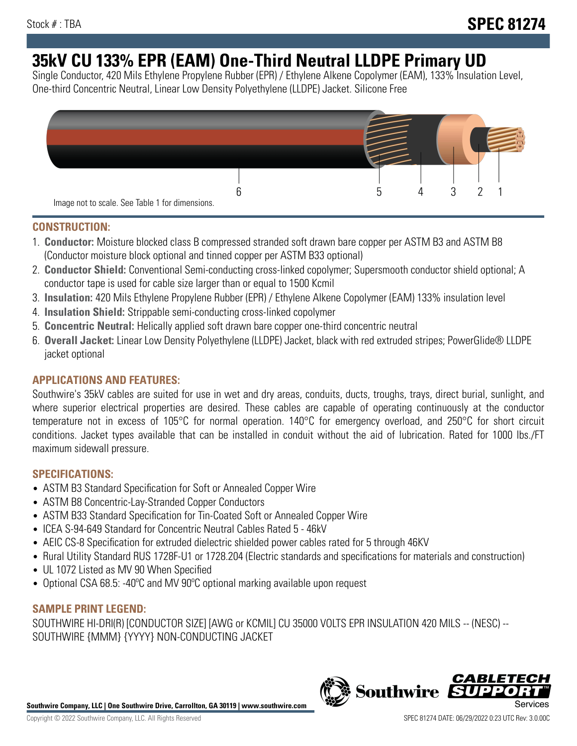Stock # : TBA

**SPEC 81274**

# 35kV CU 133% EPR (EAM) One-Third Neutral LLDPE Primary UD

Single Conductor, 420 Mils Ethylene Propylene Rubber (EPR) / Ethylene Alkene Copolymer (EAM), 133% Insulation Level, One-third Concentric Neutral, Linear Low Density Polyethylene (LLDPE) Jacket. Silicone Free

Image not to scale. See Table 1 for dimensions.

## CONSTRUCTION:

1. **Conductor:** Moisture blocked class B compressed stranded soft drawn bare copper per ASTM B3 and ASTM B8 (Conductor moisture block optional and tinned copper per ASTM B33 optional)
2. **Conductor Shield:** Conventional Semi-conducting cross-linked copolymer; Supersmooth conductor shield optional; A conductor tape is used for cable size larger than or equal to 1500 Kcmil
3. **Insulation:** 420 Mils Ethylene Propylene Rubber (EPR) / Ethylene Alkene Copolymer (EAM) 133% insulation level
4. **Insulation Shield:** Strippable semi-conducting cross-linked copolymer
5. **Concentric Neutral:** Helically applied soft drawn bare copper one-third concentric neutral
6. **Overall Jacket:** Linear Low Density Polyethylene (LLDPE) Jacket, black with red extruded stripes; PowerGlide® LLDPE jacket optional

## APPLICATIONS AND FEATURES:

Southwire's 35kV cables are suited for use in wet and dry areas, conduits, ducts, troughs, trays, direct burial, sunlight, and where superior electrical properties are desired. These cables are capable of operating continuously at the conductor temperature not in excess of 105°C for normal operation. 140°C for emergency overload, and 250°C for short circuit conditions. Jacket types available that can be installed in conduit without the aid of lubrication. Rated for 1000 lbs./FT maximum sidewall pressure.

## SPECIFICATIONS:

- ASTM B3 Standard Specification for Soft or Annealed Copper Wire
- ASTM B8 Concentric-Lay-Stranded Copper Conductors
- ASTM B33 Standard Specification for Tin-Coated Soft or Annealed Copper Wire
- ICEA S-94-649 Standard for Concentric Neutral Cables Rated 5 - 46kV
- AEIC CS-8 Specification for extruded dielectric shielded power cables rated for 5 through 46KV
- Rural Utility Standard RUS 1728F-U1 or 1728.204 (Electric standards and specifications for materials and construction)
- UL 1072 Listed as MV 90 When Specified
- Optional CSA 68.5: -40ºC and MV 90ºC optional marking available upon request

## SAMPLE PRINT LEGEND:

SOUTHWIRE HI-DRI(R) [CONDUCTOR SIZE] [AWG or KCMIL] CU 35000 VOLTS EPR INSULATION 420 MILS -- (NESC) -- SOUTHWIRE {MMM} {YYYY} NON-CONDUCTING JACKET

**Southwire Company, LLC | One Southwire Drive, Carrollton, GA 30119 | www.southwire.com**

Copyright © 2022 Southwire Company, LLC. All Rights Reserved

SPEC 81274 DATE: 06/29/2022 0:23 UTC Rev: 3.0.00C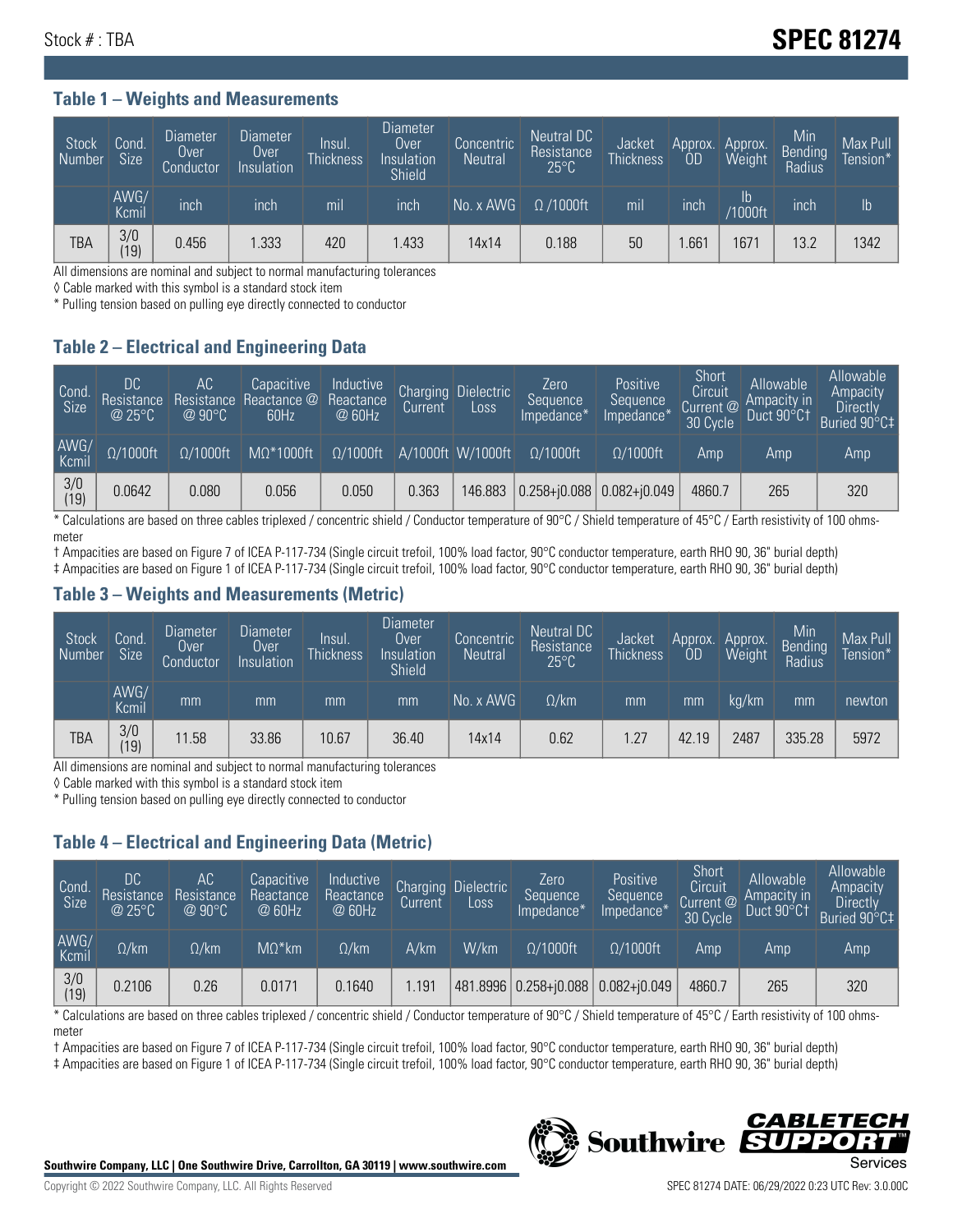Stock # : TBA

# SPEC 81274

## Table 1 – Weights and Measurements

| Stock Number | Cond. Size | Diameter Over Conductor | Diameter Over Insulation | Insul. Thickness | Diameter Over Insulation Shield | Concentric Neutral | Neutral DC Resistance 25°C | Jacket Thickness | Approx. OD | Approx. Weight | Min Bending Radius | Max Pull Tension* |
|---|---|---|---|---|---|---|---|---|---|---|---|---|
| | AWG/ Kcmil | inch | inch | mil | inch | No. x AWG | Ω /1000ft | mil | inch | lb /1000ft | inch | lb |
| TBA | 3/0 (19) | 0.456 | 1.333 | 420 | 1.433 | 14x14 | 0.188 | 50 | 1.661 | 1671 | 13.2 | 1342 |

All dimensions are nominal and subject to normal manufacturing tolerances

◊ Cable marked with this symbol is a standard stock item

* Pulling tension based on pulling eye directly connected to conductor

## Table 2 – Electrical and Engineering Data

| Cond. Size | DC Resistance @ 25°C | AC Resistance @ 90°C | Capacitive Reactance @ 60Hz | Inductive Reactance @ 60Hz | Charging Current | Dielectric Loss | Zero Sequence Impedance* | Positive Sequence Impedance* | Short Circuit Current @ 30 Cycle | Allowable Ampacity in Duct 90°C† | Allowable Ampacity Directly Buried 90°C‡ |
|---|---|---|---|---|---|---|---|---|---|---|---|
| AWG/ Kcmil | Ω/1000ft | Ω/1000ft | MΩ*1000ft | Ω/1000ft | A/1000ft | W/1000ft | Ω/1000ft | Ω/1000ft | Amp | Amp | Amp |
| 3/0 (19) | 0.0642 | 0.080 | 0.056 | 0.050 | 0.363 | 146.883 | 0.258+j0.088 | 0.082+j0.049 | 4860.7 | 265 | 320 |

* Calculations are based on three cables triplexed / concentric shield / Conductor temperature of 90°C / Shield temperature of 45°C / Earth resistivity of 100 ohms-meter

† Ampacities are based on Figure 7 of ICEA P-117-734 (Single circuit trefoil, 100% load factor, 90°C conductor temperature, earth RHO 90, 36" burial depth)

‡ Ampacities are based on Figure 1 of ICEA P-117-734 (Single circuit trefoil, 100% load factor, 90°C conductor temperature, earth RHO 90, 36" burial depth)

## Table 3 – Weights and Measurements (Metric)

| Stock Number | Cond. Size | Diameter Over Conductor | Diameter Over Insulation | Insul. Thickness | Diameter Over Insulation Shield | Concentric Neutral | Neutral DC Resistance 25°C | Jacket Thickness | Approx. OD | Approx. Weight | Min Bending Radius | Max Pull Tension* |
|---|---|---|---|---|---|---|---|---|---|---|---|---|
| | AWG/ Kcmil | mm | mm | mm | mm | No. x AWG | Ω/km | mm | mm | kg/km | mm | newton |
| TBA | 3/0 (19) | 11.58 | 33.86 | 10.67 | 36.40 | 14x14 | 0.62 | 1.27 | 42.19 | 2487 | 335.28 | 5972 |

All dimensions are nominal and subject to normal manufacturing tolerances

◊ Cable marked with this symbol is a standard stock item

* Pulling tension based on pulling eye directly connected to conductor

## Table 4 – Electrical and Engineering Data (Metric)

| Cond. Size | DC Resistance @ 25°C | AC Resistance @ 90°C | Capacitive Reactance @ 60Hz | Inductive Reactance @ 60Hz | Charging Current | Dielectric Loss | Zero Sequence Impedance* | Positive Sequence Impedance* | Short Circuit Current @ 30 Cycle | Allowable Ampacity in Duct 90°C† | Allowable Ampacity Directly Buried 90°C‡ |
|---|---|---|---|---|---|---|---|---|---|---|---|
| AWG/ Kcmil | Ω/km | Ω/km | MΩ*km | Ω/km | A/km | W/km | Ω/1000ft | Ω/1000ft | Amp | Amp | Amp |
| 3/0 (19) | 0.2106 | 0.26 | 0.0171 | 0.1640 | 1.191 | 481.8996 | 0.258+j0.088 | 0.082+j0.049 | 4860.7 | 265 | 320 |

* Calculations are based on three cables triplexed / concentric shield / Conductor temperature of 90°C / Shield temperature of 45°C / Earth resistivity of 100 ohms-meter

† Ampacities are based on Figure 7 of ICEA P-117-734 (Single circuit trefoil, 100% load factor, 90°C conductor temperature, earth RHO 90, 36" burial depth)

‡ Ampacities are based on Figure 1 of ICEA P-117-734 (Single circuit trefoil, 100% load factor, 90°C conductor temperature, earth RHO 90, 36" burial depth)

**Southwire Company, LLC | One Southwire Drive, Carrollton, GA 30119 | www.southwire.com**

Copyright © 2022 Southwire Company, LLC. All Rights Reserved

SPEC 81274 DATE: 06/29/2022 0:23 UTC Rev: 3.0.00C